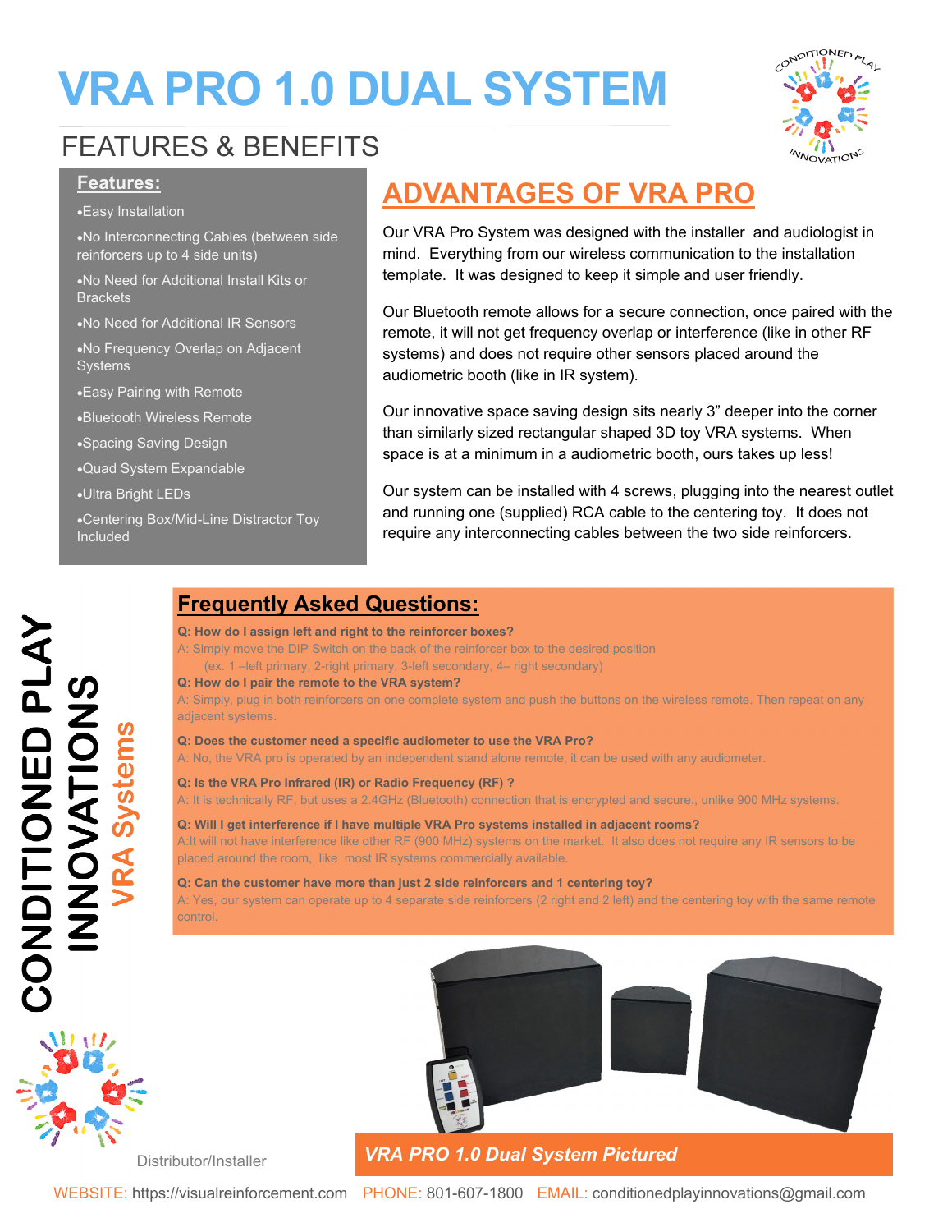# VRA PRO 1.0 DUAL SYSTEM

## FEATURES & BENEFITS

**Features:**

- Easy Installation
- No Interconnecting Cables (between side reinforcers up to 4 side units)
- No Need for Additional Install Kits or Brackets
- No Need for Additional IR Sensors
- No Frequency Overlap on Adjacent Systems
- Easy Pairing with Remote
- Bluetooth Wireless Remote
- Spacing Saving Design
- Quad System Expandable
- Ultra Bright LEDs
- Centering Box/Mid-Line Distractor Toy Included

## ADVANTAGES OF VRA PRO

Our VRA Pro System was designed with the installer and audiologist in mind. Everything from our wireless communication to the installation template. It was designed to keep it simple and user friendly.

Our Bluetooth remote allows for a secure connection, once paired with the remote, it will not get frequency overlap or interference (like in other RF systems) and does not require other sensors placed around the audiometric booth (like in IR system).

Our innovative space saving design sits nearly 3" deeper into the corner than similarly sized rectangular shaped 3D toy VRA systems. When space is at a minimum in a audiometric booth, ours takes up less!

Our system can be installed with 4 screws, plugging into the nearest outlet and running one (supplied) RCA cable to the centering toy. It does not require any interconnecting cables between the two side reinforcers.

## Frequently Asked Questions:

**Q: How do I assign left and right to the reinforcer boxes?**
A: Simply move the DIP Switch on the back of the reinforcer box to the desired position (ex. 1 –left primary, 2-right primary, 3-left secondary, 4– right secondary)

**Q: How do I pair the remote to the VRA system?**
A: Simply, plug in both reinforcers on one complete system and push the buttons on the wireless remote. Then repeat on any adjacent systems.

**Q: Does the customer need a specific audiometer to use the VRA Pro?**
A: No, the VRA pro is operated by an independent stand alone remote, it can be used with any audiometer.

**Q: Is the VRA Pro Infrared (IR) or Radio Frequency (RF) ?**
A: It is technically RF, but uses a 2.4GHz (Bluetooth) connection that is encrypted and secure., unlike 900 MHz systems.

**Q: Will I get interference if I have multiple VRA Pro systems installed in adjacent rooms?**
A:It will not have interference like other RF (900 MHz) systems on the market. It also does not require any IR sensors to be placed around the room, like most IR systems commercially available.

**Q: Can the customer have more than just 2 side reinforcers and 1 centering toy?**
A: Yes, our system can operate up to 4 separate side reinforcers (2 right and 2 left) and the centering toy with the same remote control.

**CONDITIONED PLAY INNOVATIONS** — VRA Systems

*VRA PRO 1.0 Dual System Pictured*

Distributor/Installer

WEBSITE: https://visualreinforcement.com PHONE: 801-607-1800 EMAIL: conditionedplayinnovations@gmail.com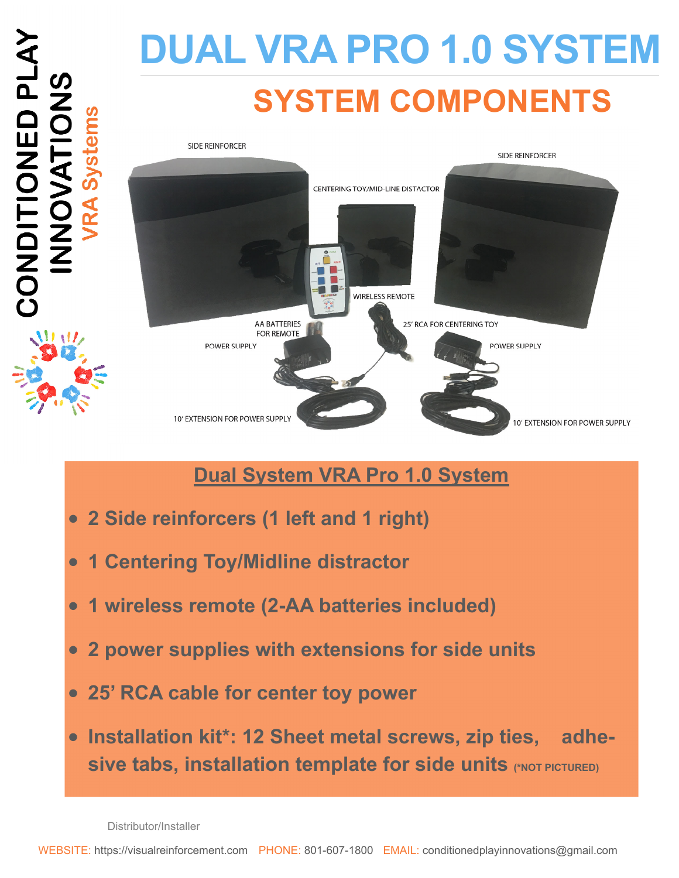# DUAL VRA PRO 1.0 SYSTEM

## SYSTEM COMPONENTS

CONDITIONED PLAY INNOVATIONS

VRA Systems

SIDE REINFORCER

SIDE REINFORCER

CENTERING TOY/MID-LINE DISTACTOR

WIRELESS REMOTE

AA BATTERIES FOR REMOTE

25' RCA FOR CENTERING TOY

POWER SUPPLY

POWER SUPPLY

10' EXTENSION FOR POWER SUPPLY

10' EXTENSION FOR POWER SUPPLY

### Dual System VRA Pro 1.0 System

- **2 Side reinforcers (1 left and 1 right)**
- **1 Centering Toy/Midline distractor**
- **1 wireless remote (2-AA batteries included)**
- **2 power supplies with extensions for side units**
- **25' RCA cable for center toy power**
- **Installation kit*: 12 Sheet metal screws, zip ties, adhesive tabs, installation template for side units** (*NOT PICTURED)

Distributor/Installer

WEBSITE: https://visualreinforcement.com PHONE: 801-607-1800 EMAIL: conditionedplayinnovations@gmail.com